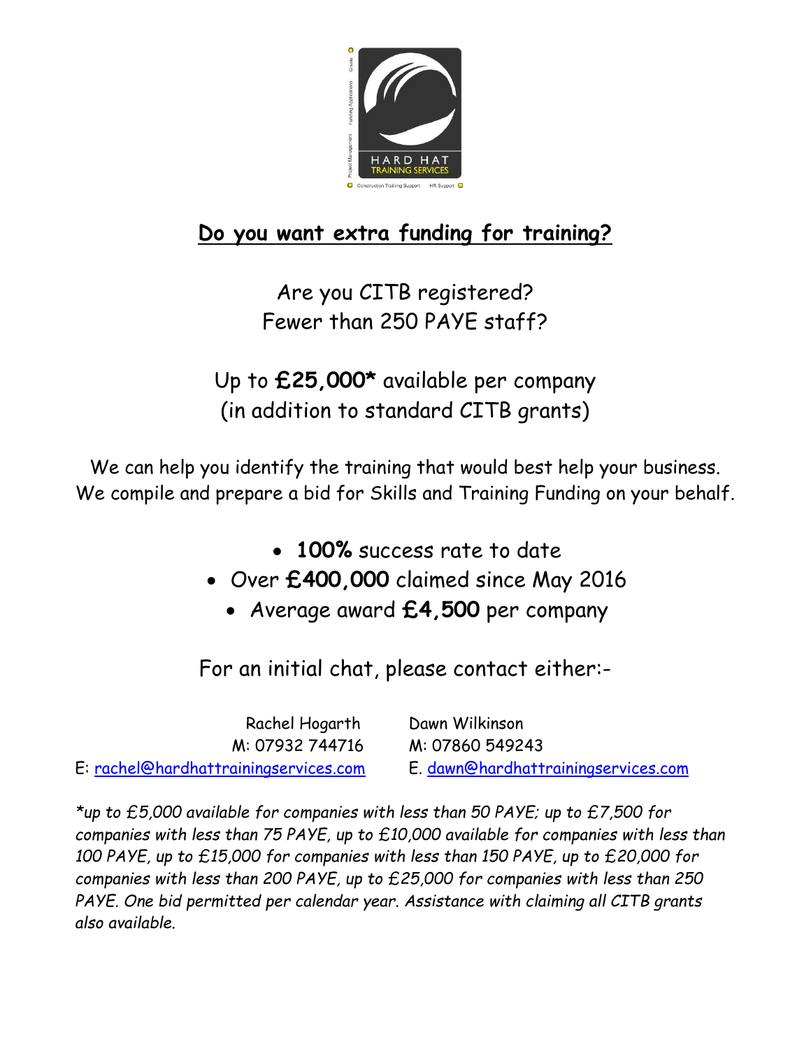HARD HAT TRAINING SERVICES

Grants · Funding Applications · Project Management · Construction Training Support · HR Support

## Do you want extra funding for training?

Are you CITB registered?
Fewer than 250 PAYE staff?

Up to **£25,000*** available per company
(in addition to standard CITB grants)

We can help you identify the training that would best help your business.
We compile and prepare a bid for Skills and Training Funding on your behalf.

- **100%** success rate to date
- Over **£400,000** claimed since May 2016
- Average award **£4,500** per company

For an initial chat, please contact either:-

| Rachel Hogarth | Dawn Wilkinson |
| --- | --- |
| M: 07932 744716 | M: 07860 549243 |
| E: rachel@hardhattrainingservices.com | E. dawn@hardhattrainingservices.com |

*\*up to £5,000 available for companies with less than 50 PAYE; up to £7,500 for companies with less than 75 PAYE, up to £10,000 available for companies with less than 100 PAYE, up to £15,000 for companies with less than 150 PAYE, up to £20,000 for companies with less than 200 PAYE, up to £25,000 for companies with less than 250 PAYE. One bid permitted per calendar year. Assistance with claiming all CITB grants also available.*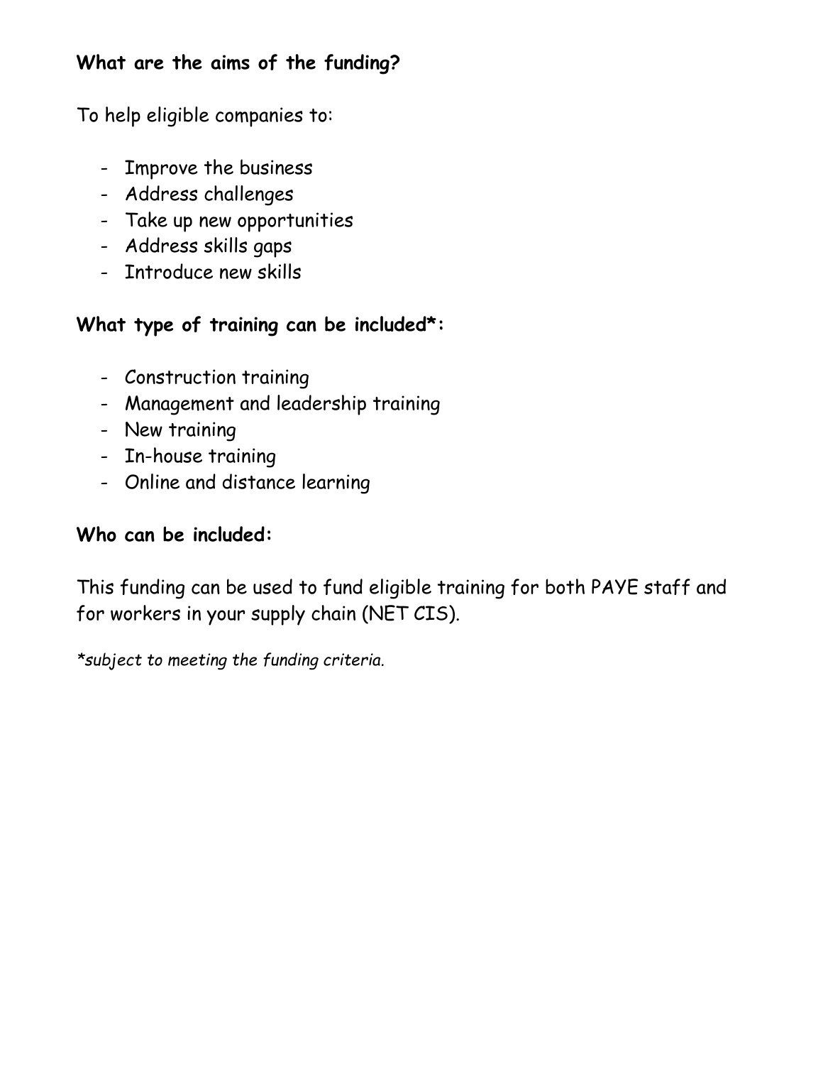**What are the aims of the funding?**

To help eligible companies to:

- Improve the business
- Address challenges
- Take up new opportunities
- Address skills gaps
- Introduce new skills

**What type of training can be included*:**

- Construction training
- Management and leadership training
- New training
- In-house training
- Online and distance learning

**Who can be included:**

This funding can be used to fund eligible training for both PAYE staff and for workers in your supply chain (NET CIS).

**subject to meeting the funding criteria.*